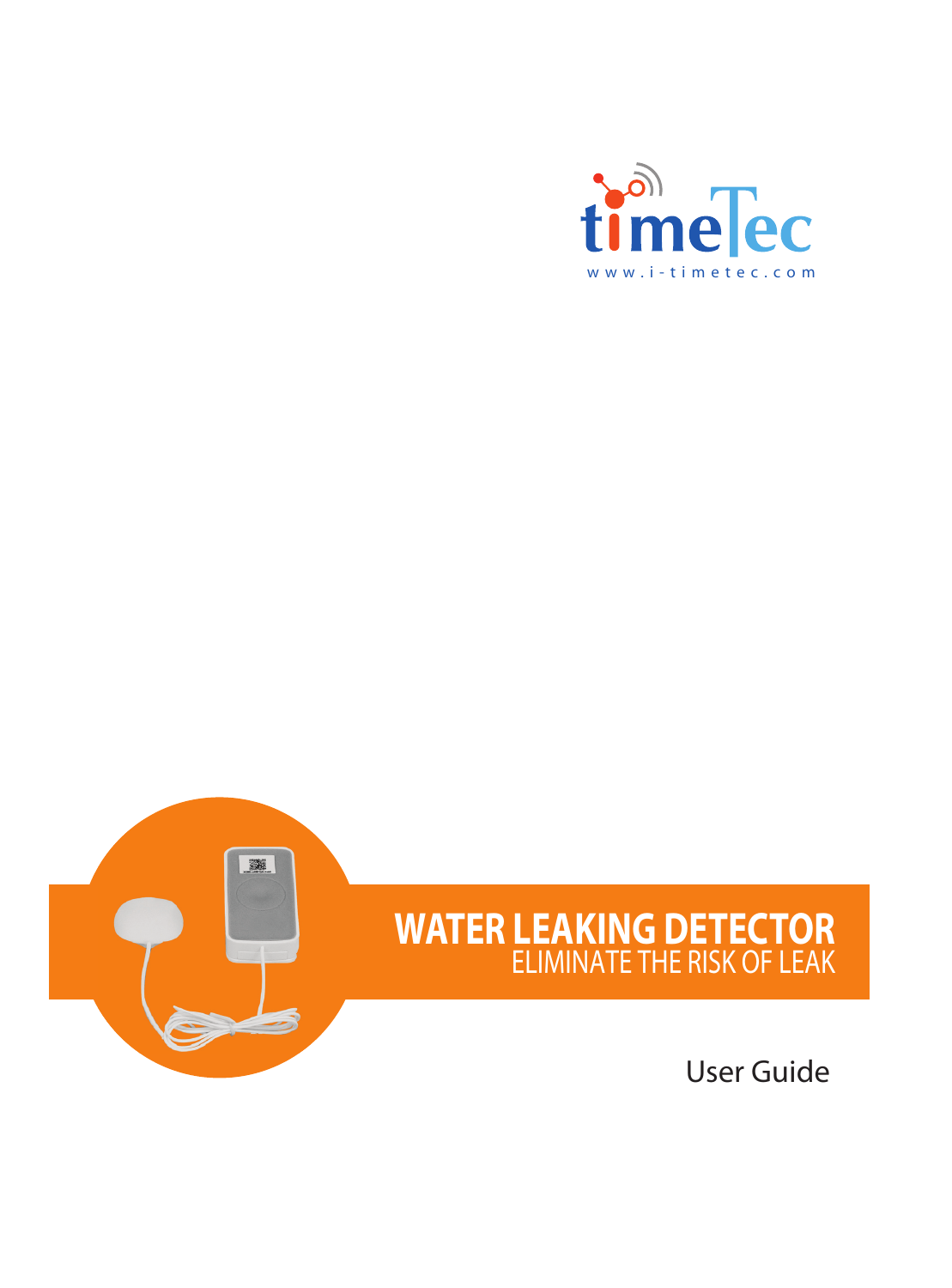timeTec

www.i-timetec.com

# WATER LEAKING DETECTOR

ELIMINATE THE RISK OF LEAK

User Guide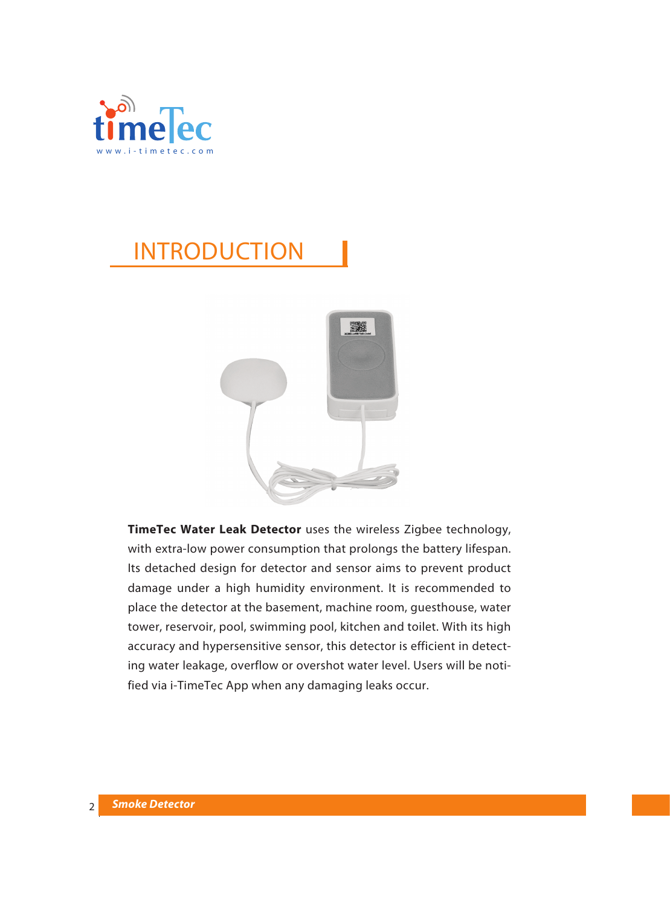# INTRODUCTION

**TimeTec Water Leak Detector** uses the wireless Zigbee technology, with extra-low power consumption that prolongs the battery lifespan. Its detached design for detector and sensor aims to prevent product damage under a high humidity environment. It is recommended to place the detector at the basement, machine room, guesthouse, water tower, reservoir, pool, swimming pool, kitchen and toilet. With its high accuracy and hypersensitive sensor, this detector is efficient in detecting water leakage, overflow or overshot water level. Users will be notified via i-TimeTec App when any damaging leaks occur.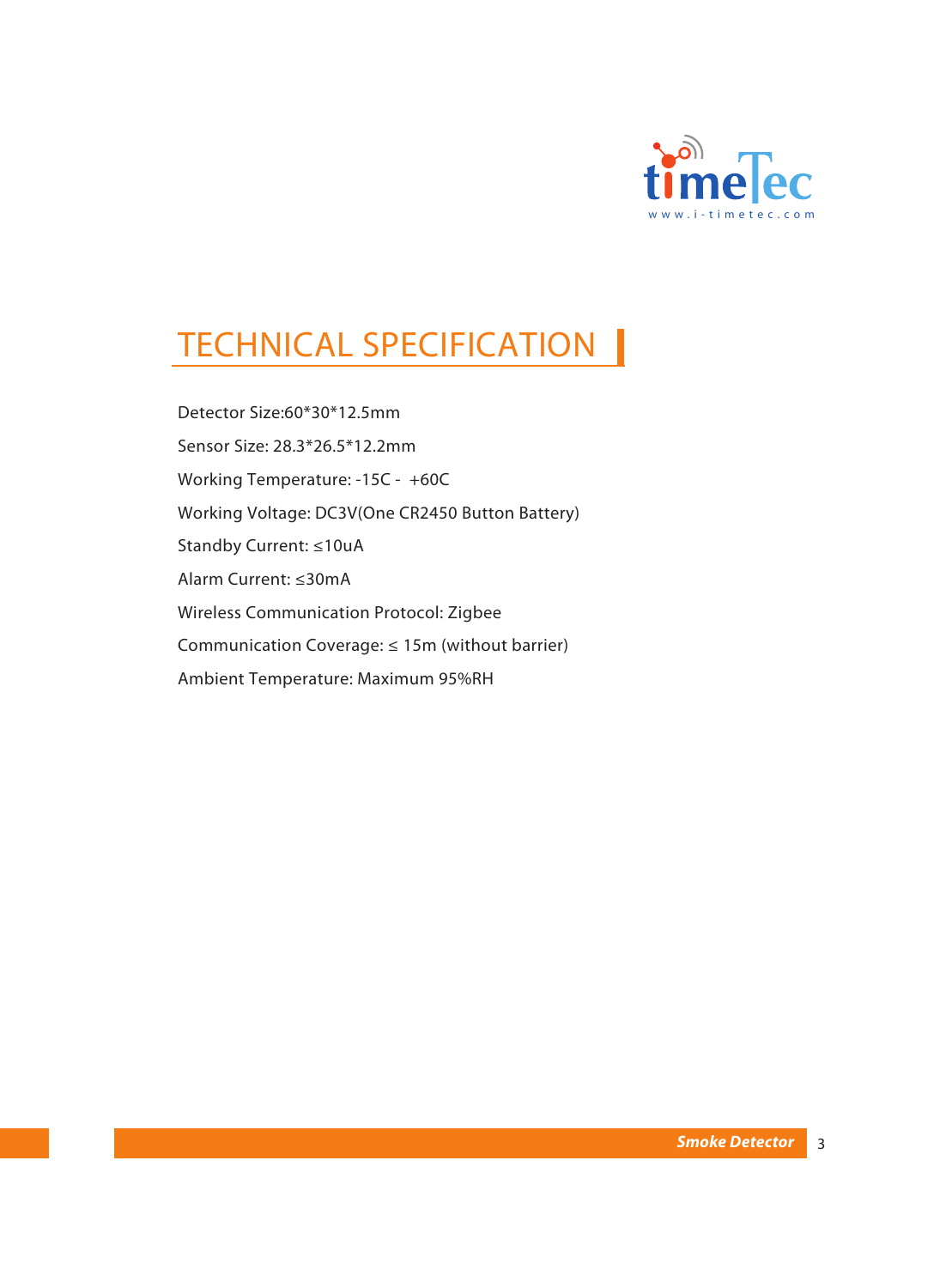# TECHNICAL SPECIFICATION

Detector Size:60*30*12.5mm

Sensor Size: 28.3*26.5*12.2mm

Working Temperature: -15C -  +60C

Working Voltage: DC3V(One CR2450 Button Battery)

Standby Current: ≤10uA

Alarm Current: ≤30mA

Wireless Communication Protocol: Zigbee

Communication Coverage: ≤ 15m (without barrier)

Ambient Temperature: Maximum 95%RH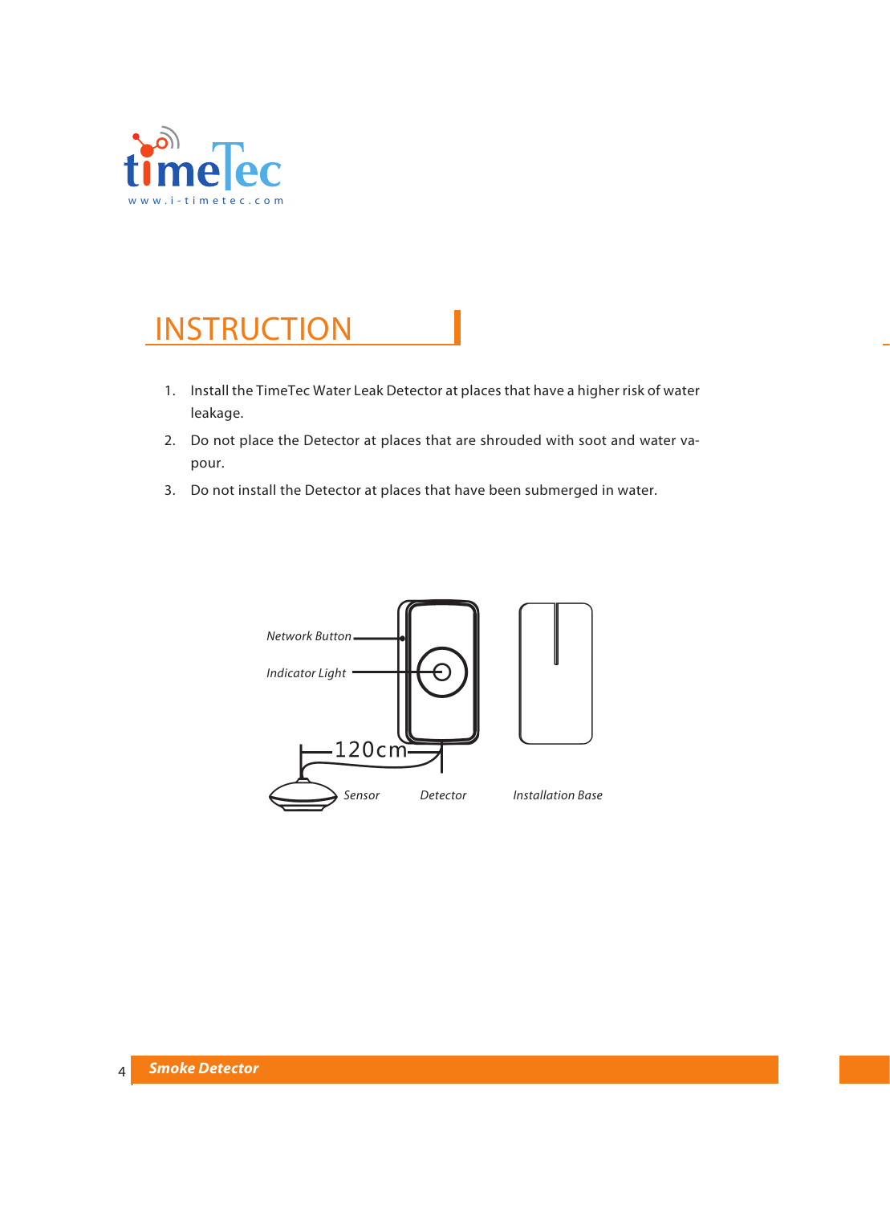# INSTRUCTION

1. Install the TimeTec Water Leak Detector at places that have a higher risk of water leakage.
2. Do not place the Detector at places that are shrouded with soot and water vapour.
3. Do not install the Detector at places that have been submerged in water.

Network Button

Indicator Light

120cm

Sensor

Detector

Installation Base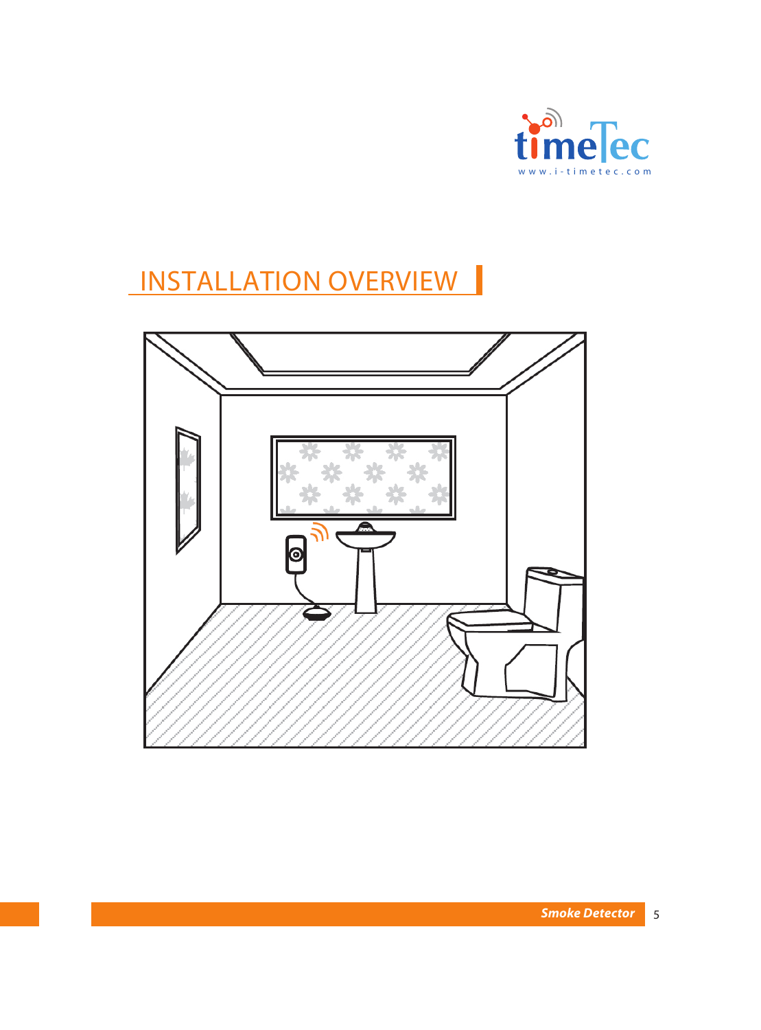# INSTALLATION OVERVIEW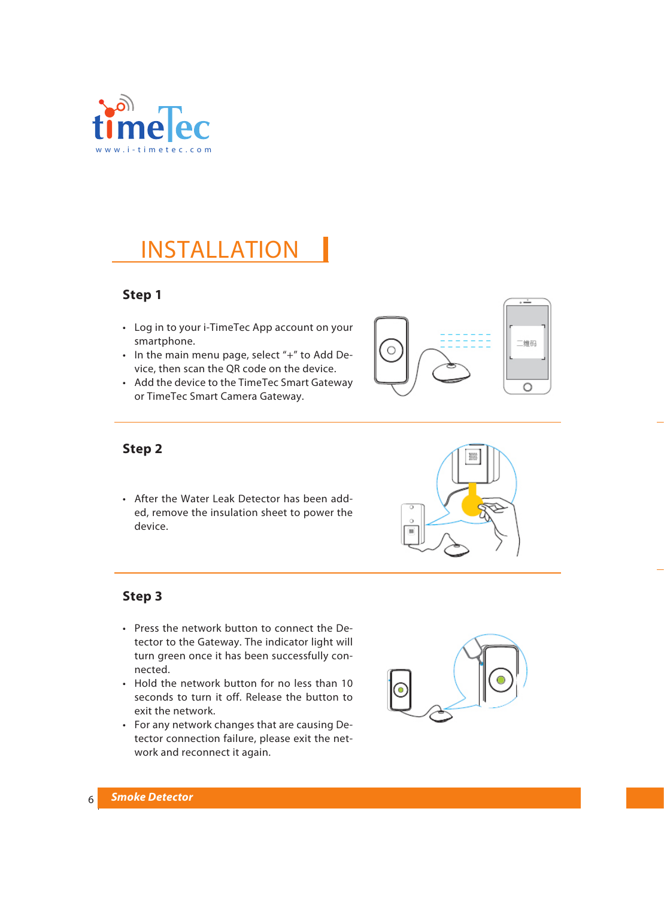# INSTALLATION

## Step 1

- Log in to your i-TimeTec App account on your smartphone.
- In the main menu page, select "+" to Add Device, then scan the QR code on the device.
- Add the device to the TimeTec Smart Gateway or TimeTec Smart Camera Gateway.

## Step 2

- After the Water Leak Detector has been added, remove the insulation sheet to power the device.

## Step 3

- Press the network button to connect the Detector to the Gateway. The indicator light will turn green once it has been successfully connected.
- Hold the network button for no less than 10 seconds to turn it off. Release the button to exit the network.
- For any network changes that are causing Detector connection failure, please exit the network and reconnect it again.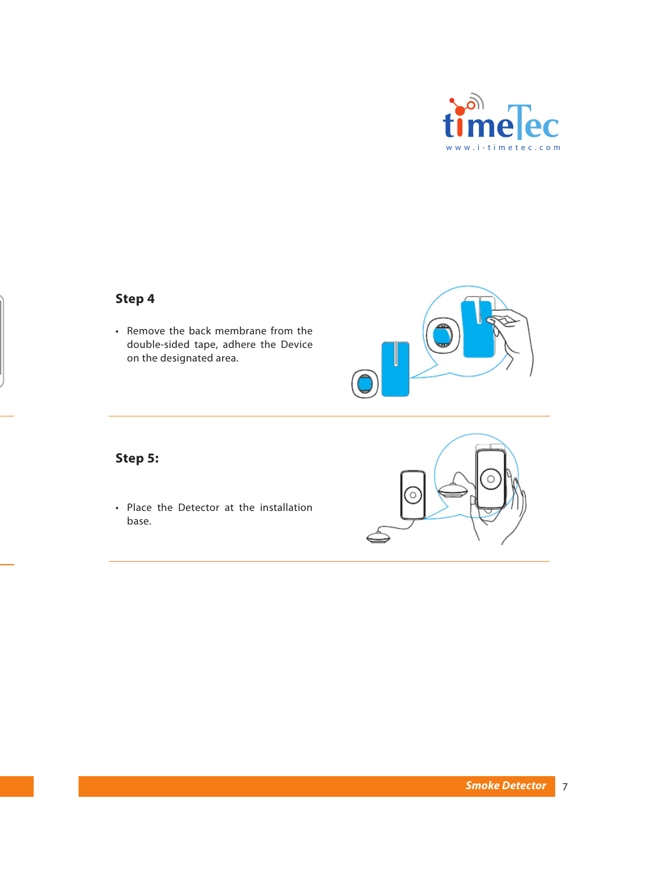## Step 4

- Remove the back membrane from the double-sided tape, adhere the Device on the designated area.

## Step 5:

- Place the Detector at the installation base.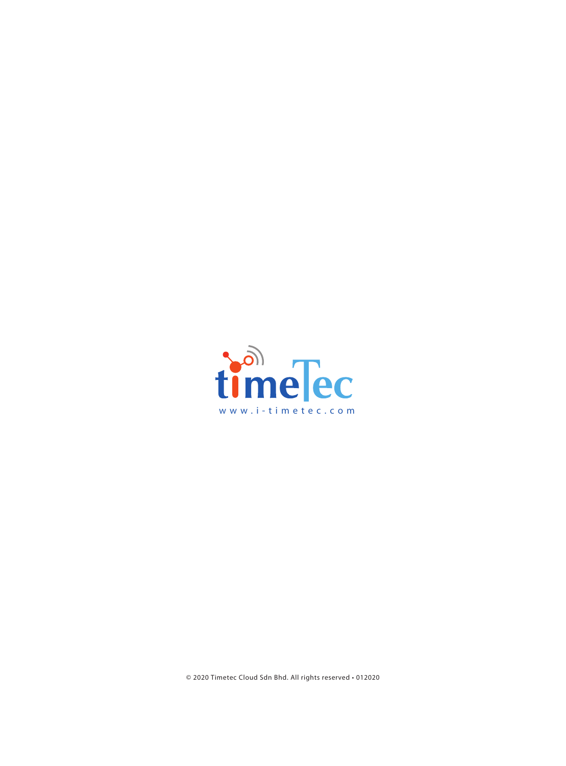timeTec

www.i-timetec.com

© 2020 Timetec Cloud Sdn Bhd. All rights reserved • 012020